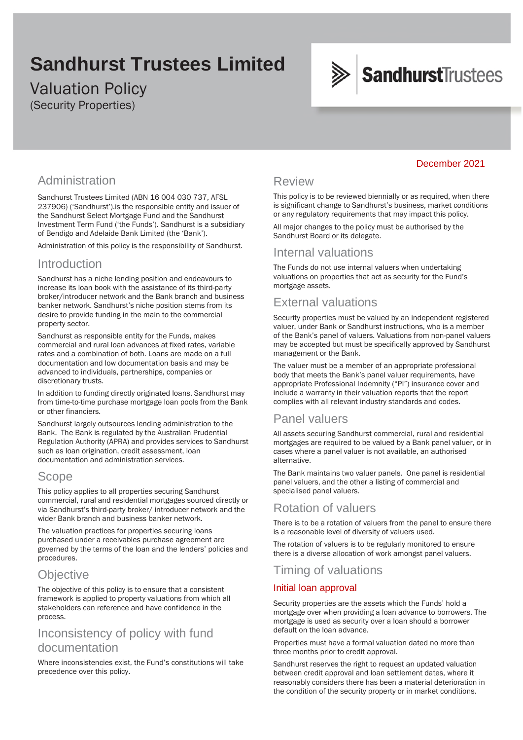# Sandhurst Trustees Limited

## Valuation Policy

(Security Properties)

December 2021

## Administration

Sandhurst Trustees Limited (ABN 16 004 030 737, AFSL 237906) ('Sandhurst').is the responsible entity and issuer of the Sandhurst Select Mortgage Fund and the Sandhurst Investment Term Fund ('the Funds'). Sandhurst is a subsidiary of Bendigo and Adelaide Bank Limited (the 'Bank').

Administration of this policy is the responsibility of Sandhurst.

## Introduction

Sandhurst has a niche lending position and endeavours to increase its loan book with the assistance of its third-party broker/introducer network and the Bank branch and business banker network. Sandhurst's niche position stems from its desire to provide funding in the main to the commercial property sector.

Sandhurst as responsible entity for the Funds, makes commercial and rural loan advances at fixed rates, variable rates and a combination of both. Loans are made on a full documentation and low documentation basis and may be advanced to individuals, partnerships, companies or discretionary trusts.

In addition to funding directly originated loans, Sandhurst may from time-to-time purchase mortgage loan pools from the Bank or other financiers.

Sandhurst largely outsources lending administration to the Bank. The Bank is regulated by the Australian Prudential Regulation Authority (APRA) and provides services to Sandhurst such as loan origination, credit assessment, loan documentation and administration services.

## Scope

This policy applies to all properties securing Sandhurst commercial, rural and residential mortgages sourced directly or via Sandhurst's third-party broker/ introducer network and the wider Bank branch and business banker network.

The valuation practices for properties securing loans purchased under a receivables purchase agreement are governed by the terms of the loan and the lenders' policies and procedures.

## Objective

The objective of this policy is to ensure that a consistent framework is applied to property valuations from which all stakeholders can reference and have confidence in the process.

## Inconsistency of policy with fund documentation

Where inconsistencies exist, the Fund's constitutions will take precedence over this policy.

## Review

This policy is to be reviewed biennially or as required, when there is significant change to Sandhurst's business, market conditions or any regulatory requirements that may impact this policy.

All major changes to the policy must be authorised by the Sandhurst Board or its delegate.

## Internal valuations

The Funds do not use internal valuers when undertaking valuations on properties that act as security for the Fund's mortgage assets.

## External valuations

Security properties must be valued by an independent registered valuer, under Bank or Sandhurst instructions, who is a member of the Bank's panel of valuers. Valuations from non-panel valuers may be accepted but must be specifically approved by Sandhurst management or the Bank.

The valuer must be a member of an appropriate professional body that meets the Bank's panel valuer requirements, have appropriate Professional Indemnity ("PI") insurance cover and include a warranty in their valuation reports that the report complies with all relevant industry standards and codes.

## Panel valuers

All assets securing Sandhurst commercial, rural and residential mortgages are required to be valued by a Bank panel valuer, or in cases where a panel valuer is not available, an authorised alternative.

The Bank maintains two valuer panels. One panel is residential panel valuers, and the other a listing of commercial and specialised panel valuers.

## Rotation of valuers

There is to be a rotation of valuers from the panel to ensure there is a reasonable level of diversity of valuers used.

The rotation of valuers is to be regularly monitored to ensure there is a diverse allocation of work amongst panel valuers.

## Timing of valuations

### Initial loan approval

Security properties are the assets which the Funds' hold a mortgage over when providing a loan advance to borrowers. The mortgage is used as security over a loan should a borrower default on the loan advance.

Properties must have a formal valuation dated no more than three months prior to credit approval.

Sandhurst reserves the right to request an updated valuation between credit approval and loan settlement dates, where it reasonably considers there has been a material deterioration in the condition of the security property or in market conditions.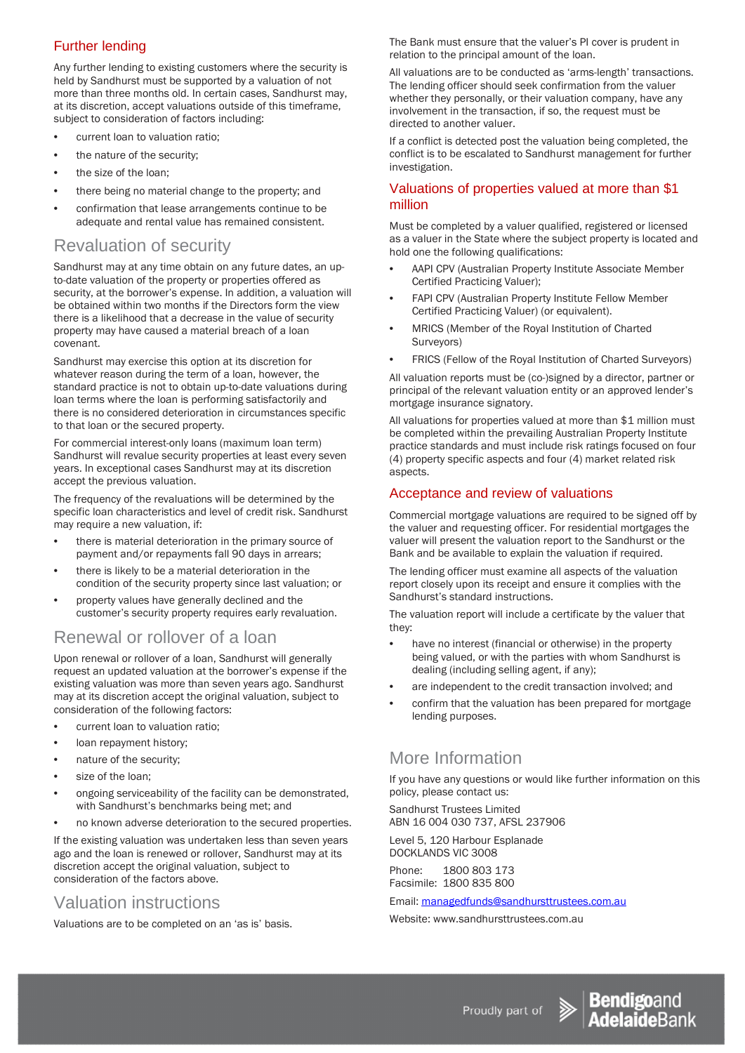## Further lending

Any further lending to existing customers where the security is held by Sandhurst must be supported by a valuation of not more than three months old. In certain cases, Sandhurst may, at its discretion, accept valuations outside of this timeframe, subject to consideration of factors including:

- current loan to valuation ratio;
- the nature of the security;
- the size of the loan;
- there being no material change to the property; and
- confirmation that lease arrangements continue to be adequate and rental value has remained consistent.

## Revaluation of security

Sandhurst may at any time obtain on any future dates, an up-to-date valuation of the property or properties offered as security, at the borrower's expense. In addition, a valuation will be obtained within two months if the Directors form the view there is a likelihood that a decrease in the value of security property may have caused a material breach of a loan covenant.

Sandhurst may exercise this option at its discretion for whatever reason during the term of a loan, however, the standard practice is not to obtain up-to-date valuations during loan terms where the loan is performing satisfactorily and there is no considered deterioration in circumstances specific to that loan or the secured property.

For commercial interest-only loans (maximum loan term) Sandhurst will revalue security properties at least every seven years. In exceptional cases Sandhurst may at its discretion accept the previous valuation.

The frequency of the revaluations will be determined by the specific loan characteristics and level of credit risk. Sandhurst may require a new valuation, if:

- there is material deterioration in the primary source of payment and/or repayments fall 90 days in arrears;
- there is likely to be a material deterioration in the condition of the security property since last valuation; or
- property values have generally declined and the customer's security property requires early revaluation.

## Renewal or rollover of a loan

Upon renewal or rollover of a loan, Sandhurst will generally request an updated valuation at the borrower's expense if the existing valuation was more than seven years ago. Sandhurst may at its discretion accept the original valuation, subject to consideration of the following factors:

- current loan to valuation ratio;
- loan repayment history;
- nature of the security;
- size of the loan;
- ongoing serviceability of the facility can be demonstrated, with Sandhurst's benchmarks being met; and
- no known adverse deterioration to the secured properties.

If the existing valuation was undertaken less than seven years ago and the loan is renewed or rollover, Sandhurst may at its discretion accept the original valuation, subject to consideration of the factors above.

## Valuation instructions

Valuations are to be completed on an 'as is' basis.

The Bank must ensure that the valuer's PI cover is prudent in relation to the principal amount of the loan.

All valuations are to be conducted as 'arms-length' transactions. The lending officer should seek confirmation from the valuer whether they personally, or their valuation company, have any involvement in the transaction, if so, the request must be directed to another valuer.

If a conflict is detected post the valuation being completed, the conflict is to be escalated to Sandhurst management for further investigation.

## Valuations of properties valued at more than $1 million

Must be completed by a valuer qualified, registered or licensed as a valuer in the State where the subject property is located and hold one the following qualifications:

- AAPI CPV (Australian Property Institute Associate Member Certified Practicing Valuer);
- FAPI CPV (Australian Property Institute Fellow Member Certified Practicing Valuer) (or equivalent).
- MRICS (Member of the Royal Institution of Charted Surveyors)
- FRICS (Fellow of the Royal Institution of Charted Surveyors)

All valuation reports must be (co-)signed by a director, partner or principal of the relevant valuation entity or an approved lender's mortgage insurance signatory.

All valuations for properties valued at more than $1 million must be completed within the prevailing Australian Property Institute practice standards and must include risk ratings focused on four (4) property specific aspects and four (4) market related risk aspects.

## Acceptance and review of valuations

Commercial mortgage valuations are required to be signed off by the valuer and requesting officer. For residential mortgages the valuer will present the valuation report to the Sandhurst or the Bank and be available to explain the valuation if required.

The lending officer must examine all aspects of the valuation report closely upon its receipt and ensure it complies with the Sandhurst's standard instructions.

The valuation report will include a certificate by the valuer that they:

- have no interest (financial or otherwise) in the property being valued, or with the parties with whom Sandhurst is dealing (including selling agent, if any);
- are independent to the credit transaction involved; and
- confirm that the valuation has been prepared for mortgage lending purposes.

## More Information

If you have any questions or would like further information on this policy, please contact us:

Sandhurst Trustees Limited
ABN 16 004 030 737, AFSL 237906

Level 5, 120 Harbour Esplanade
DOCKLANDS VIC 3008

Phone: 1800 803 173
Facsimile: 1800 835 800

Email: managedfunds@sandhursttrustees.com.au

Website: www.sandhursttrustees.com.au

Proudly part of Bendigo and Adelaide Bank